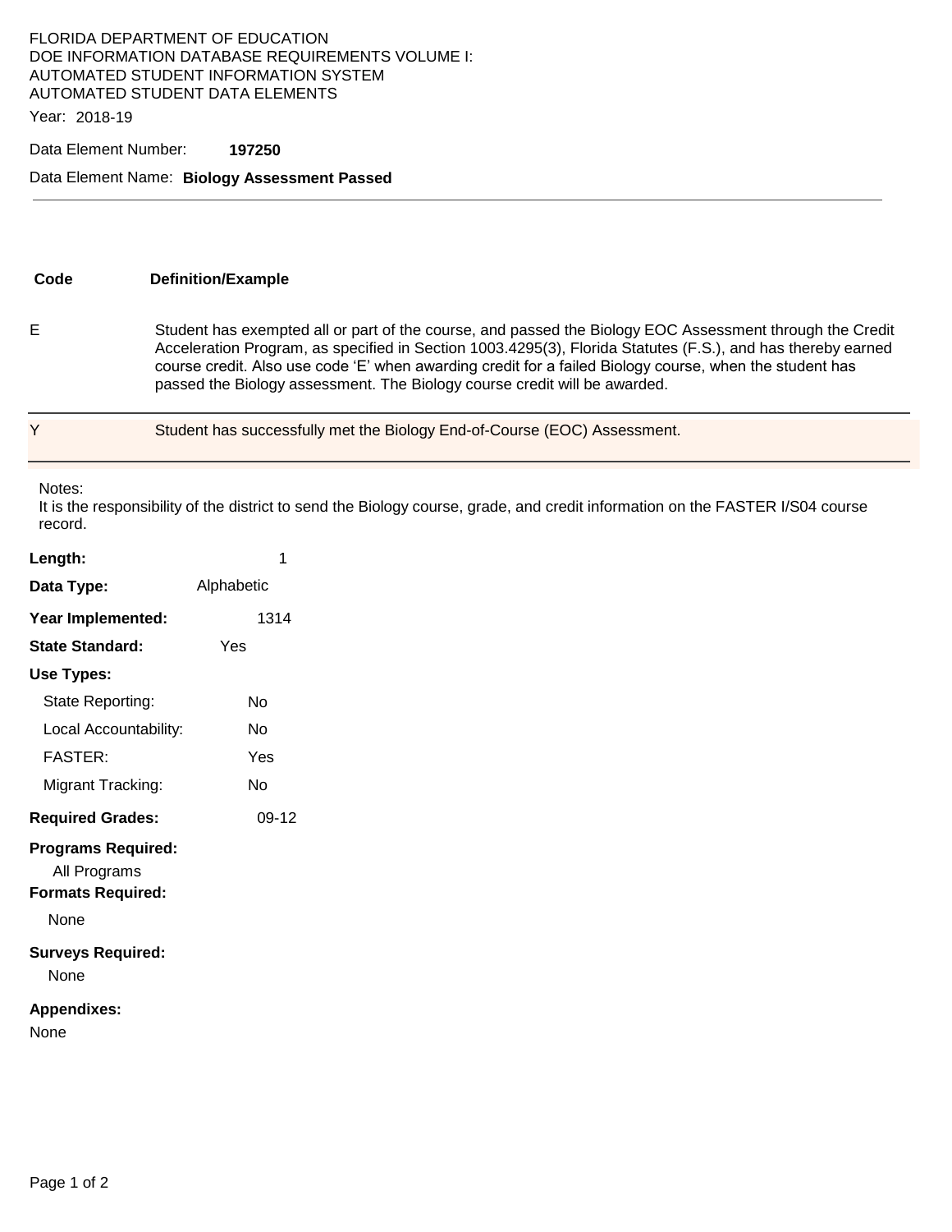FLORIDA DEPARTMENT OF EDUCATION
DOE INFORMATION DATABASE REQUIREMENTS VOLUME I:
AUTOMATED STUDENT INFORMATION SYSTEM
AUTOMATED STUDENT DATA ELEMENTS

Year: 2018-19

Data Element Number: **197250**

Data Element Name: **Biology Assessment Passed**

---

| Code | Definition/Example |
|---|---|
| E | Student has exempted all or part of the course, and passed the Biology EOC Assessment through the Credit Acceleration Program, as specified in Section 1003.4295(3), Florida Statutes (F.S.), and has thereby earned course credit. Also use code 'E' when awarding credit for a failed Biology course, when the student has passed the Biology assessment. The Biology course credit will be awarded. |
| Y | Student has successfully met the Biology End-of-Course (EOC) Assessment. |

Notes:
It is the responsibility of the district to send the Biology course, grade, and credit information on the FASTER I/S04 course record.

**Length:** 1

**Data Type:** Alphabetic

**Year Implemented:** 1314

**State Standard:** Yes

**Use Types:**

- State Reporting: No
- Local Accountability: No
- FASTER: Yes
- Migrant Tracking: No

**Required Grades:** 09-12

**Programs Required:**

All Programs

**Formats Required:**

None

**Surveys Required:**

None

**Appendixes:**

None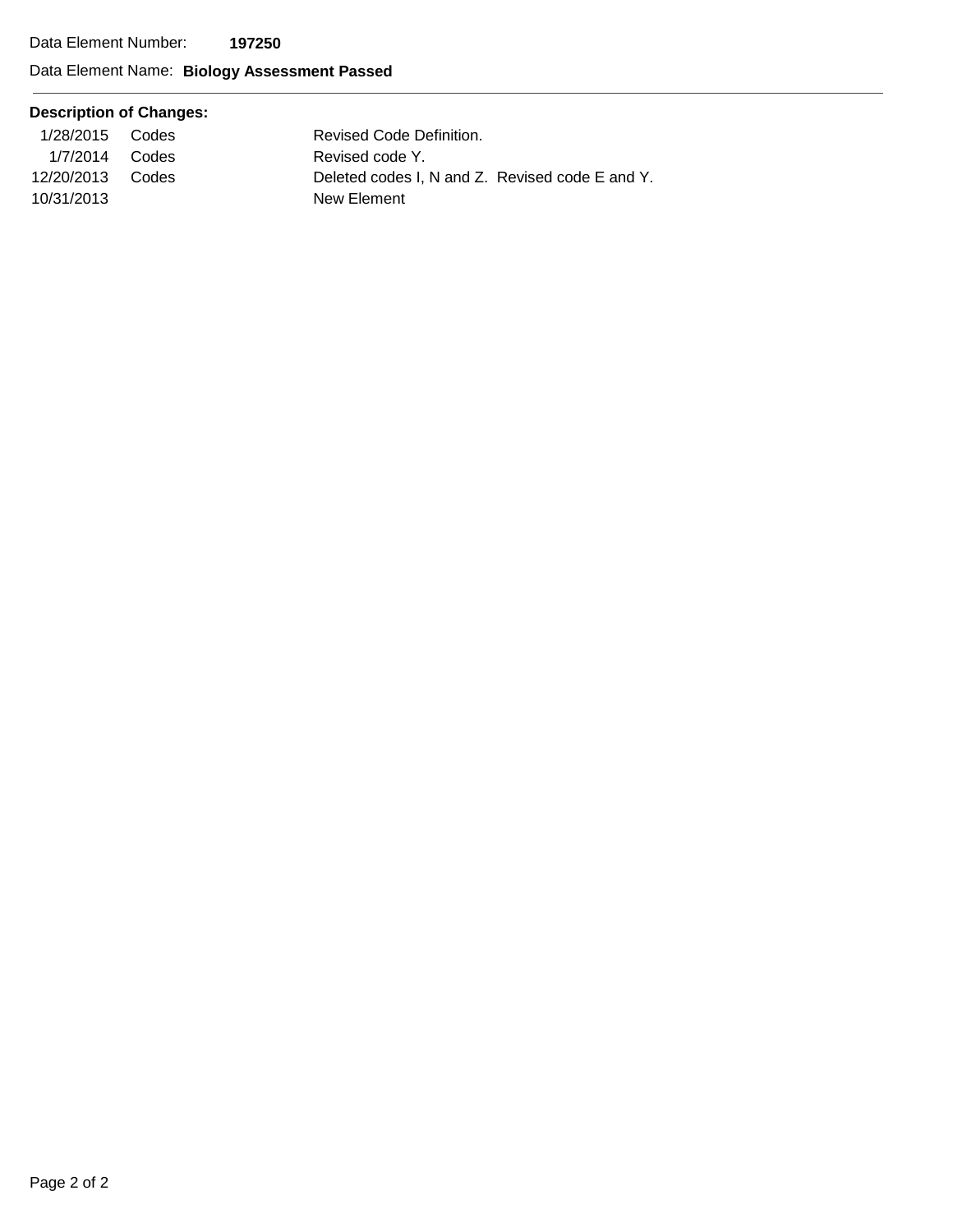Data Element Number: **197250**

Data Element Name: **Biology Assessment Passed**

---

**Description of Changes:**

| | | |
|---|---|---|
| 1/28/2015 | Codes | Revised Code Definition. |
| 1/7/2014 | Codes | Revised code Y. |
| 12/20/2013 | Codes | Deleted codes I, N and Z. Revised code E and Y. |
| 10/31/2013 | | New Element |